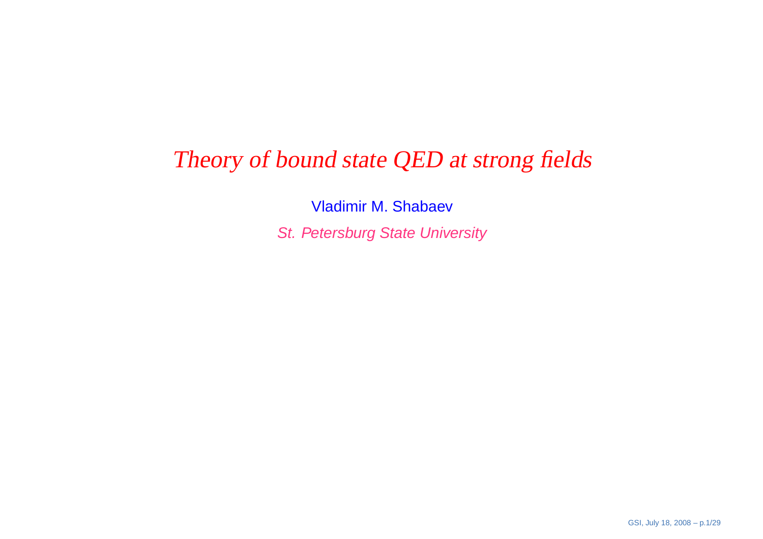# *Theory of bound state QED at strong fields*

Vladimir M. Shabaev

*St. Petersburg State University*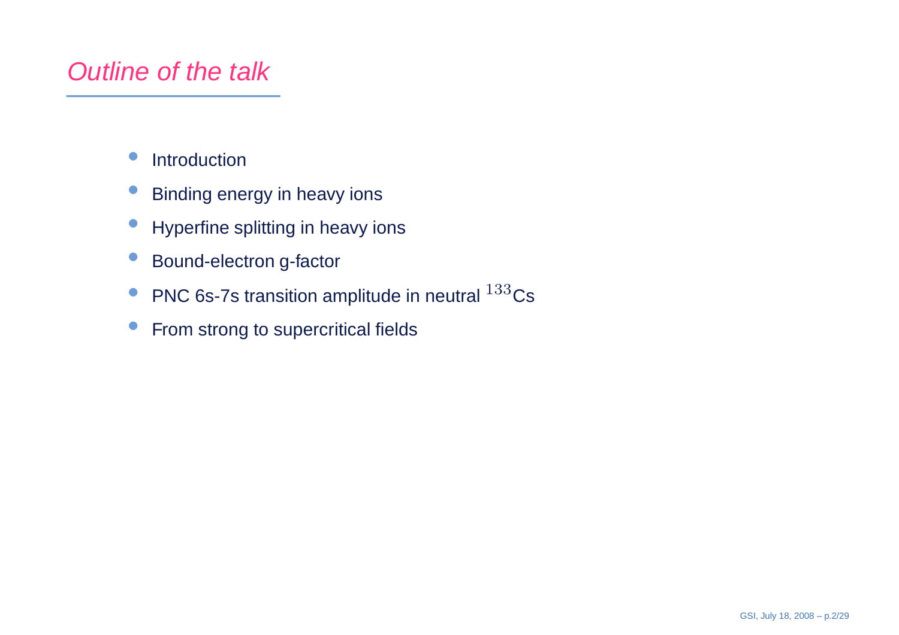# *Outline of the talk*

- Introduction
- Binding energy in heavy ions
- Hyperfine splitting in heavy ions
- Bound-electron g-factor
- PNC 6s-7s transition amplitude in neutral $^{133}$Cs
- From strong to supercritical fields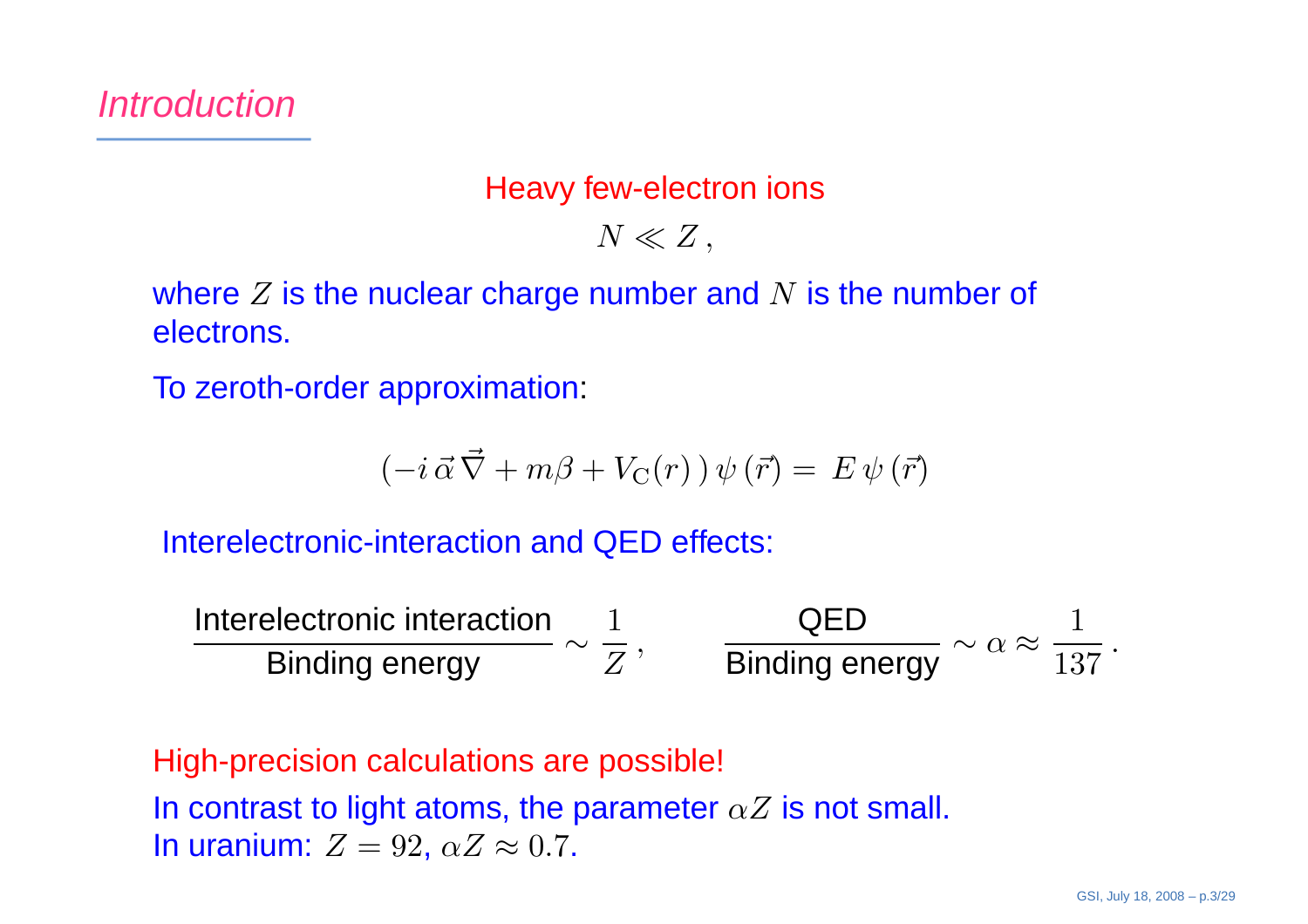# Introduction

Heavy few-electron ions

$$N \ll Z\,,$$

where $Z$ is the nuclear charge number and $N$ is the number of electrons.

To zeroth-order approximation:

$$\left(-i\,\vec{\alpha}\,\vec{\nabla} + m\beta + V_{\mathrm{C}}(r)\,\right)\psi\,(\vec{r}) = \,E\,\psi\,(\vec{r})$$

Interelectronic-interaction and QED effects:

$$\frac{\text{Interelectronic interaction}}{\text{Binding energy}} \sim \frac{1}{Z}\,, \qquad \frac{\text{QED}}{\text{Binding energy}} \sim \alpha \approx \frac{1}{137}\,.$$

High-precision calculations are possible!

In contrast to light atoms, the parameter $\alpha Z$ is not small.
In uranium: $Z = 92$, $\alpha Z \approx 0.7$.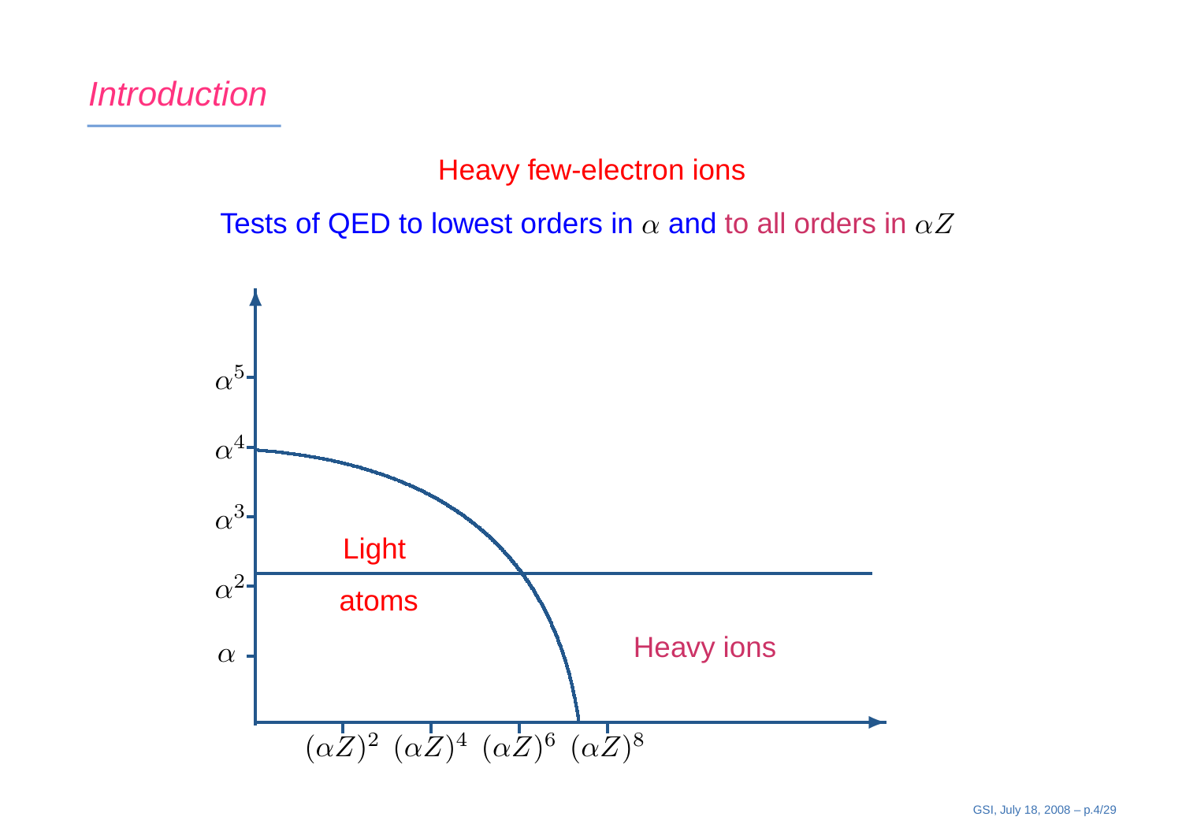# Introduction

Heavy few-electron ions

Tests of QED to lowest orders in $\alpha$ and to all orders in $\alpha Z$

$\alpha^5$

$\alpha^4$

$\alpha^3$

$\alpha^2$

$\alpha$

Light

atoms

Heavy ions

$(\alpha Z)^2$ $(\alpha Z)^4$ $(\alpha Z)^6$ $(\alpha Z)^8$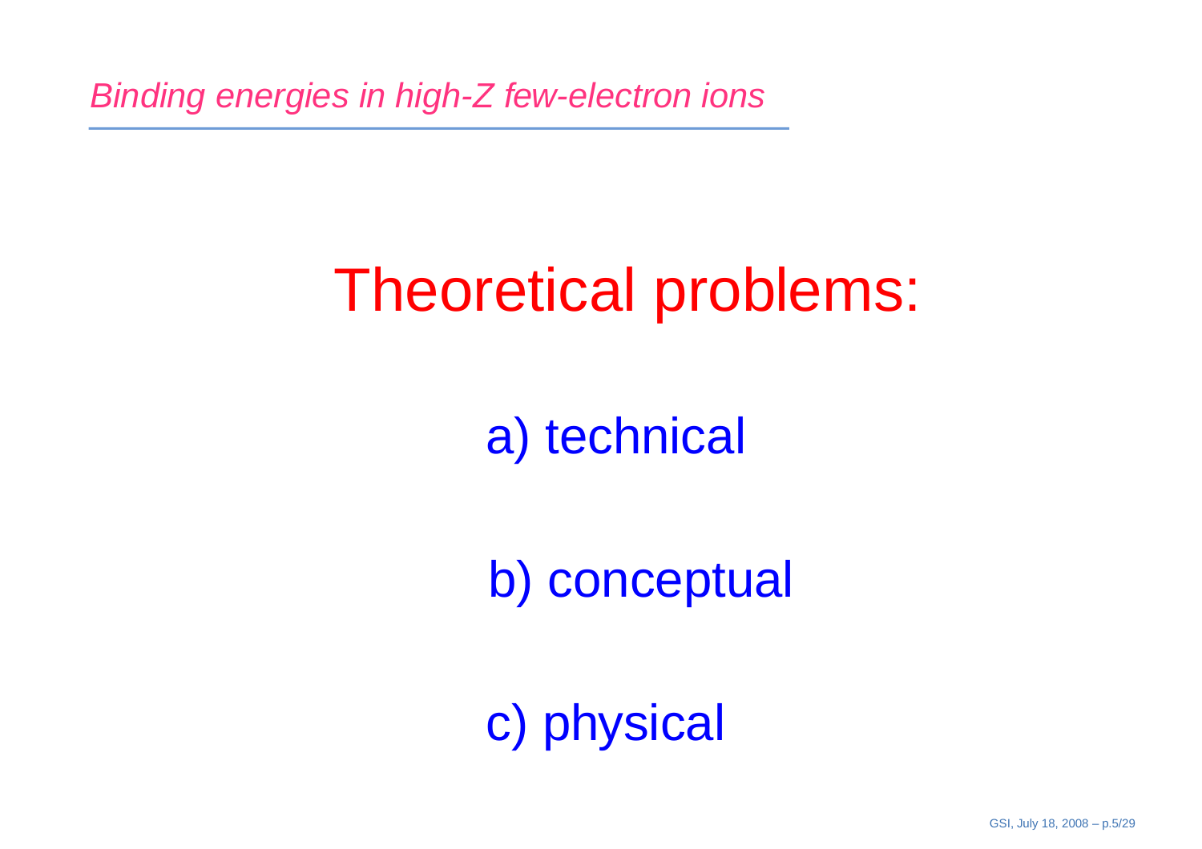*Binding energies in high-Z few-electron ions*

# Theoretical problems:

a) technical

b) conceptual

c) physical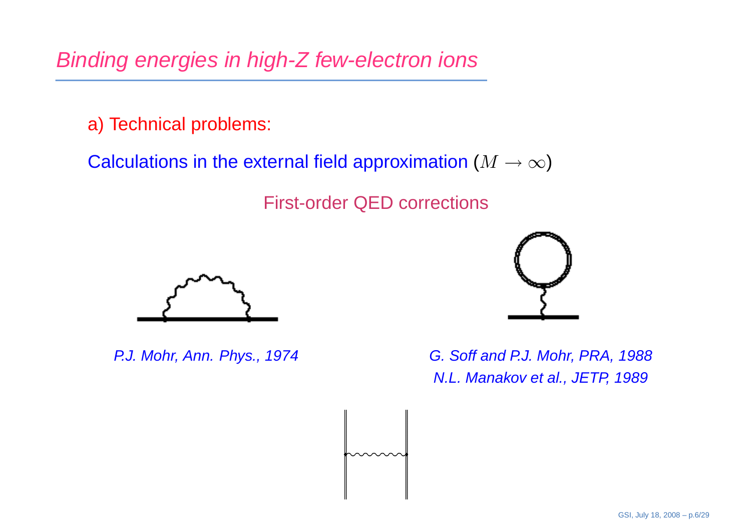# Binding energies in high-Z few-electron ions

a) Technical problems:

Calculations in the external field approximation ($M \to \infty$)

First-order QED corrections

*P.J. Mohr, Ann. Phys., 1974*

*G. Soff and P.J. Mohr, PRA, 1988*
*N.L. Manakov et al., JETP, 1989*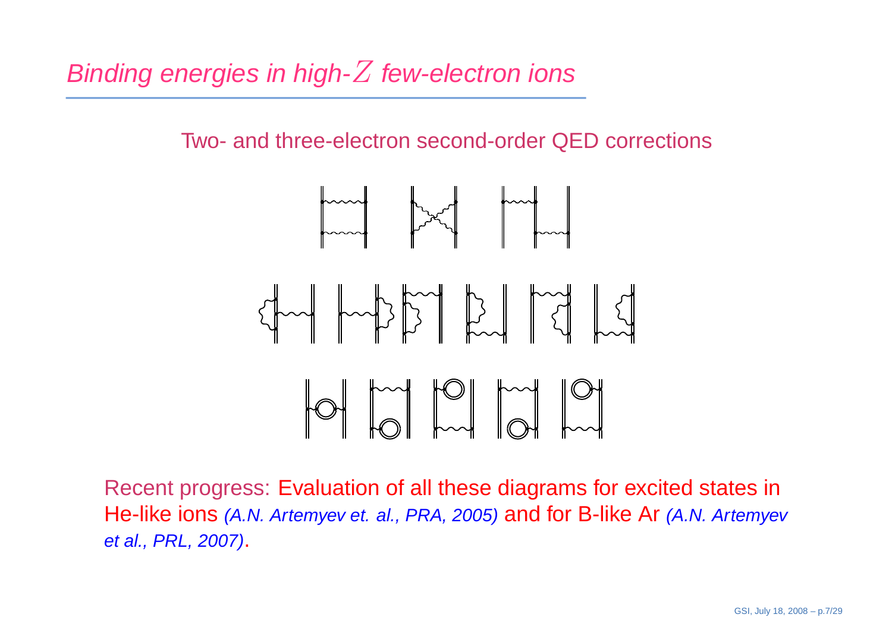# *Binding energies in high-$Z$ few-electron ions*

Two- and three-electron second-order QED corrections

Recent progress: Evaluation of all these diagrams for excited states in He-like ions *(A.N. Artemyev et. al., PRA, 2005)* and for B-like Ar *(A.N. Artemyev et al., PRL, 2007)*.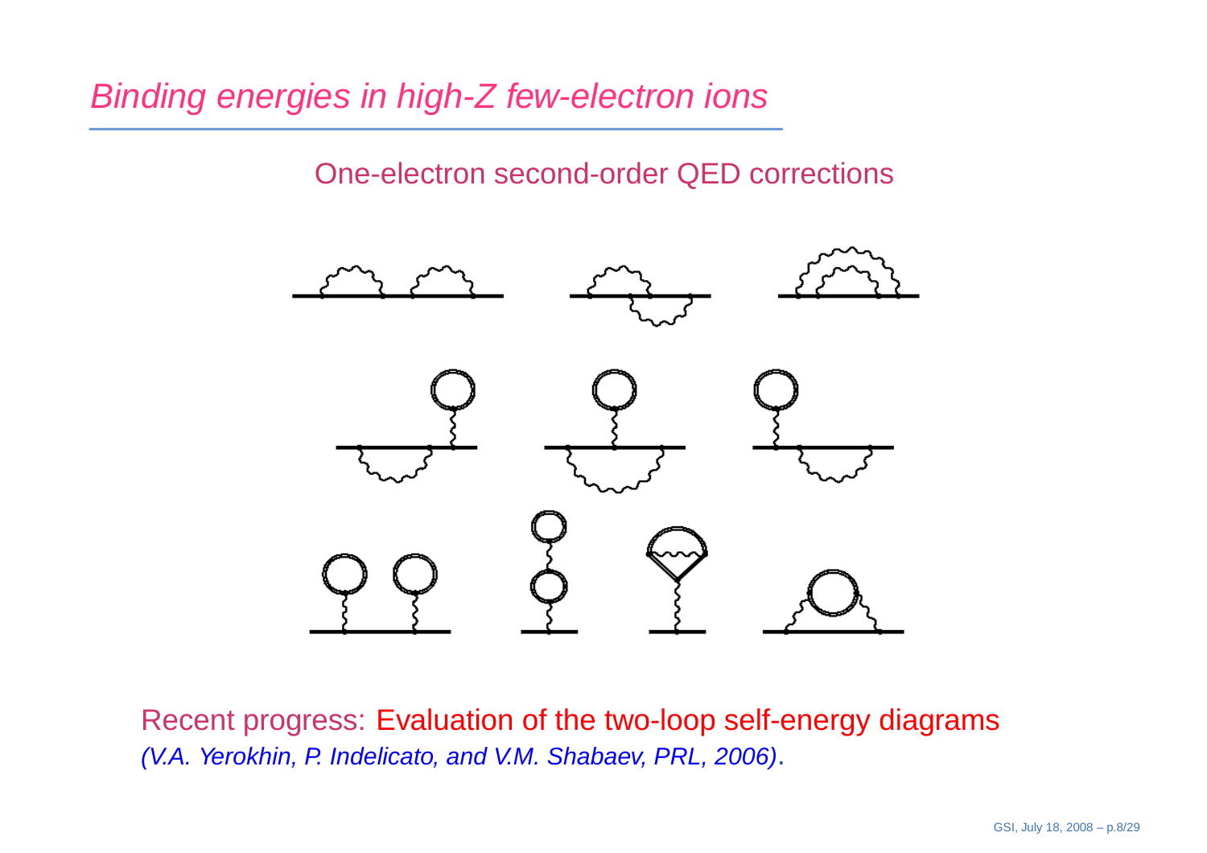# *Binding energies in high-Z few-electron ions*

One-electron second-order QED corrections

Recent progress: Evaluation of the two-loop self-energy diagrams
*(V.A. Yerokhin, P. Indelicato, and V.M. Shabaev, PRL, 2006)*.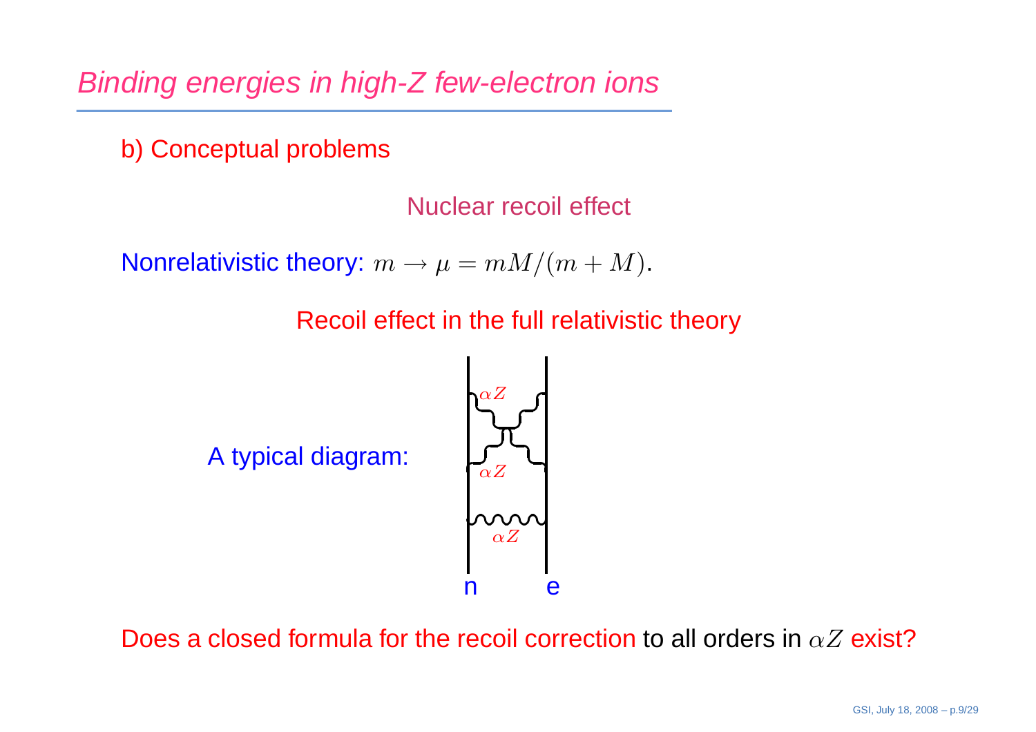# *Binding energies in high-Z few-electron ions*

b) Conceptual problems

Nuclear recoil effect

Nonrelativistic theory: $m \to \mu = mM/(m+M)$.

Recoil effect in the full relativistic theory

A typical diagram:

$\alpha Z$

$\alpha Z$

$\alpha Z$

n e

Does a closed formula for the recoil correction to all orders in $\alpha Z$ exist?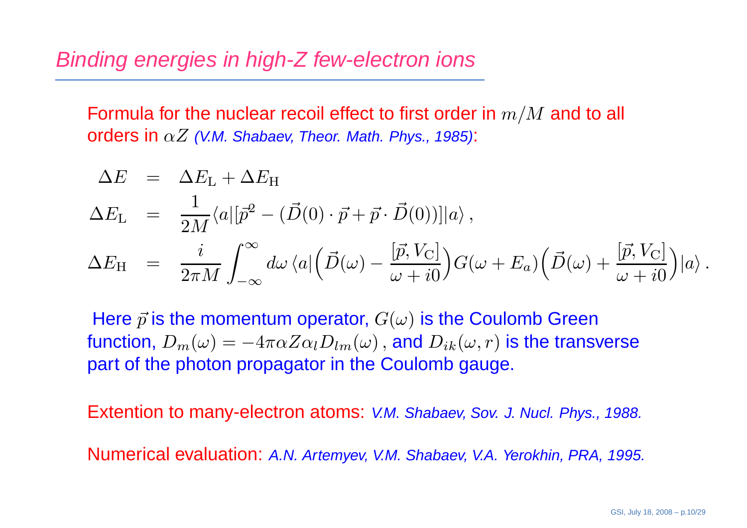# Binding energies in high-Z few-electron ions

Formula for the nuclear recoil effect to first order in $m/M$ and to all orders in $\alpha Z$ *(V.M. Shabaev, Theor. Math. Phys., 1985)*:

$$
\begin{aligned}
\Delta E &= \Delta E_{\rm L} + \Delta E_{\rm H} \\
\Delta E_{\rm L} &= \frac{1}{2M} \langle a | [\vec{p}^2 - (\vec{D}(0)\cdot\vec{p} + \vec{p}\cdot\vec{D}(0))] | a \rangle \,, \\
\Delta E_{\rm H} &= \frac{i}{2\pi M} \int_{-\infty}^{\infty} d\omega \, \langle a | \Big( \vec{D}(\omega) - \frac{[\vec{p}, V_{\rm C}]}{\omega + i0} \Big) G(\omega + E_a) \Big( \vec{D}(\omega) + \frac{[\vec{p}, V_{\rm C}]}{\omega + i0} \Big) | a \rangle \,.
\end{aligned}
$$

Here $\vec{p}$ is the momentum operator, $G(\omega)$ is the Coulomb Green function, $D_m(\omega) = -4\pi\alpha Z \alpha_l D_{lm}(\omega)$, and $D_{ik}(\omega, r)$ is the transverse part of the photon propagator in the Coulomb gauge.

Extention to many-electron atoms: *V.M. Shabaev, Sov. J. Nucl. Phys., 1988.*

Numerical evaluation: *A.N. Artemyev, V.M. Shabaev, V.A. Yerokhin, PRA, 1995.*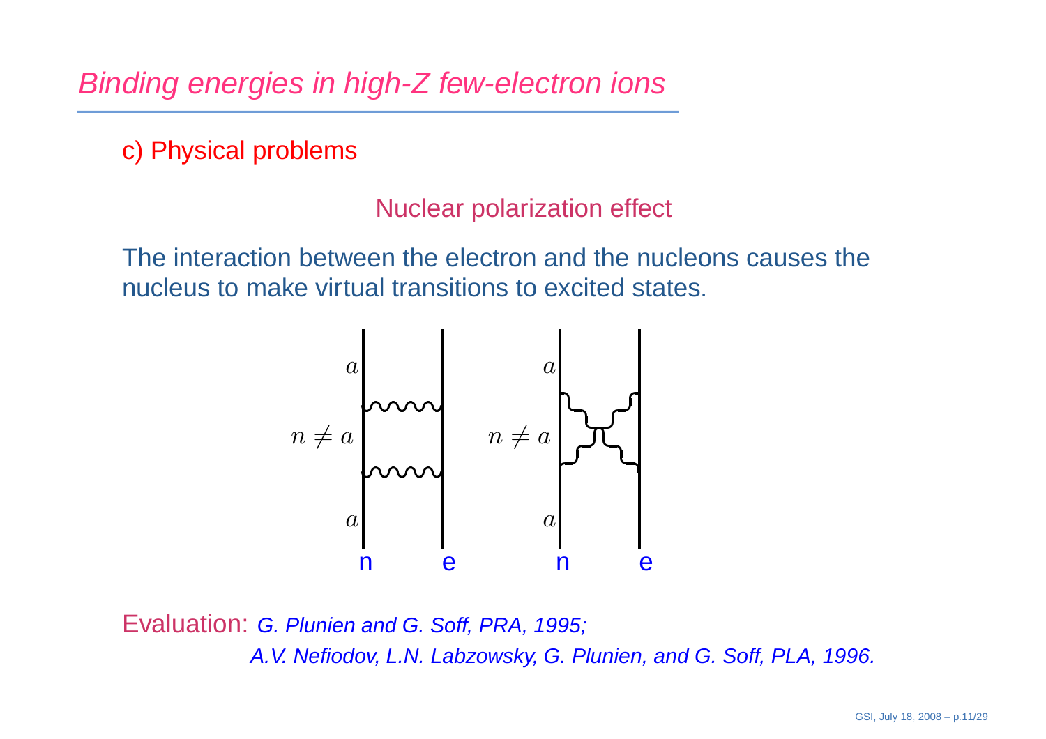# Binding energies in high-Z few-electron ions

## c) Physical problems

### Nuclear polarization effect

The interaction between the electron and the nucleons causes the nucleus to make virtual transitions to excited states.

$a$ &nbsp;&nbsp; $n \neq a$ &nbsp;&nbsp; $a$ &nbsp;&nbsp; n &nbsp;&nbsp; e

$a$ &nbsp;&nbsp; $n \neq a$ &nbsp;&nbsp; $a$ &nbsp;&nbsp; n &nbsp;&nbsp; e

Evaluation: *G. Plunien and G. Soff, PRA, 1995;*
*A.V. Nefiodov, L.N. Labzowsky, G. Plunien, and G. Soff, PLA, 1996.*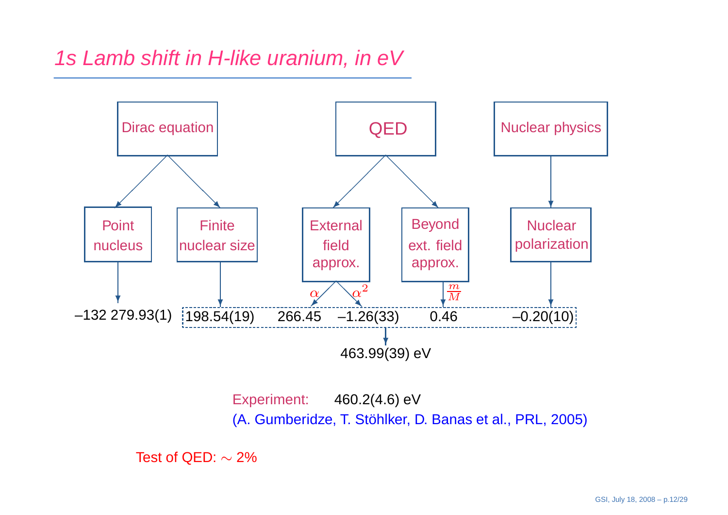# *1s Lamb shift in H-like uranium, in eV*

Dirac equation → Point nucleus → –132 279.93(1)

Dirac equation → Finite nuclear size → 198.54(19)

QED → External field approx. → $\alpha$: 266.45, $\alpha^2$: –1.26(33)

QED → Beyond ext. field approx. → $\frac{m}{M}$: 0.46

Nuclear physics → Nuclear polarization → –0.20(10)

198.54(19) + 266.45 + –1.26(33) + 0.46 + –0.20(10) → 463.99(39) eV

Experiment: 460.2(4.6) eV

(A. Gumberidze, T. Stöhlker, D. Banas et al., PRL, 2005)

Test of QED: $\sim$ 2%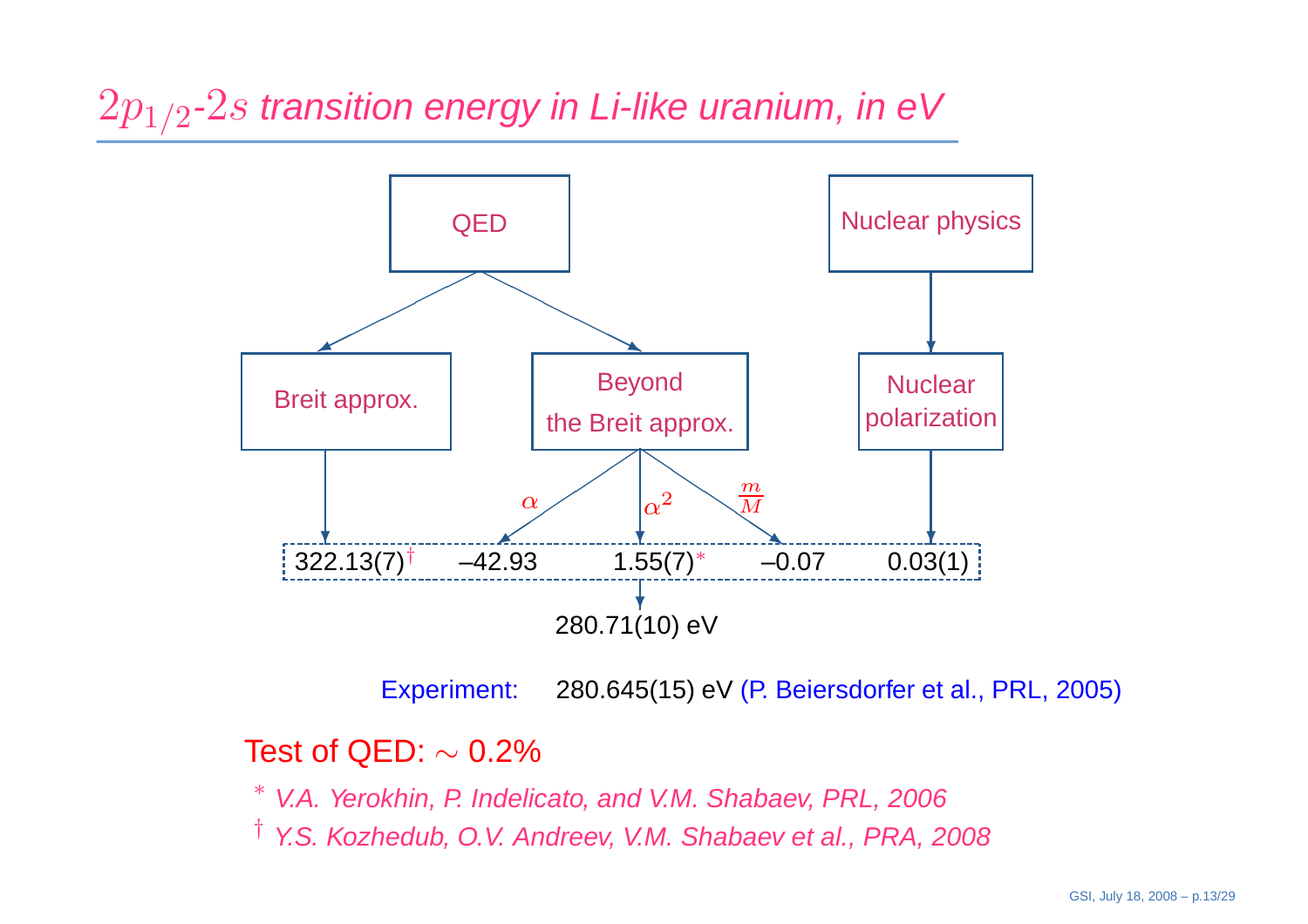# $2p_{1/2}$-$2s$ *transition energy in Li-like uranium, in eV*

QED

Nuclear physics

Breit approx.

Beyond the Breit approx.

Nuclear polarization

$\alpha$ $\alpha^2$ $\frac{m}{M}$

| 322.13(7)† | –42.93 | 1.55(7)* | –0.07 | 0.03(1) |
|---|---|---|---|---|

280.71(10) eV

Experiment: 280.645(15) eV (P. Beiersdorfer et al., PRL, 2005)

Test of QED: $\sim$ 0.2%

\* *V.A. Yerokhin, P. Indelicato, and V.M. Shabaev, PRL, 2006*

† *Y.S. Kozhedub, O.V. Andreev, V.M. Shabaev et al., PRA, 2008*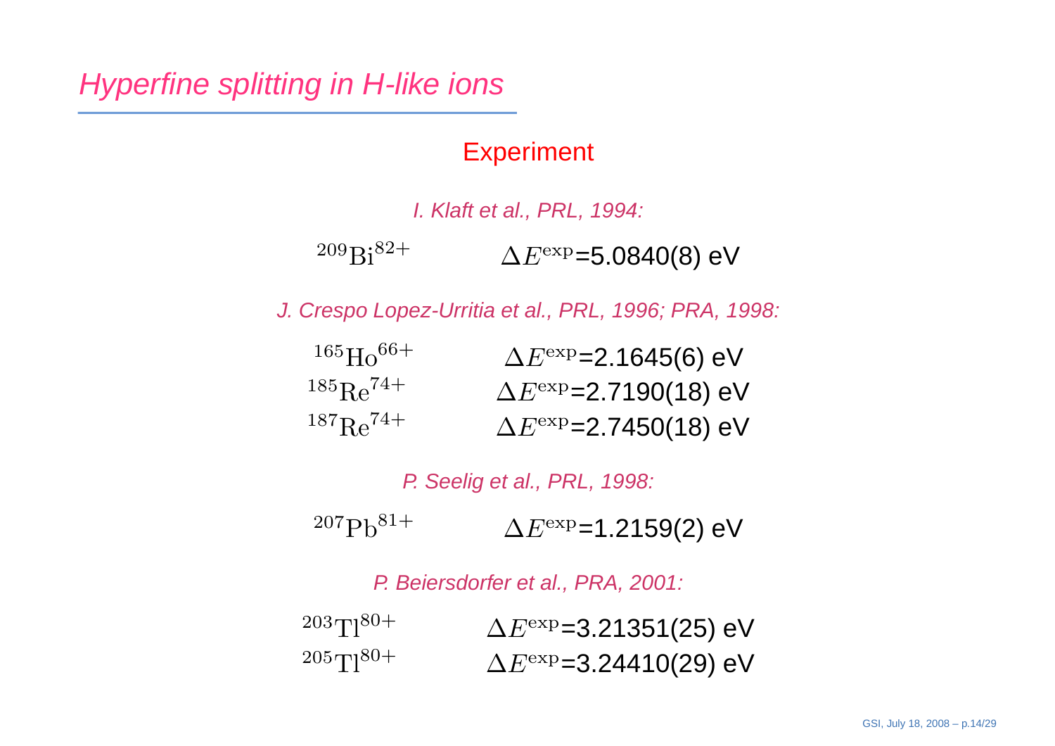# Hyperfine splitting in H-like ions

## Experiment

*I. Klaft et al., PRL, 1994:*

$^{209}\mathrm{Bi}^{82+}$ $\Delta E^{\mathrm{exp}}$=5.0840(8) eV

*J. Crespo Lopez-Urritia et al., PRL, 1996; PRA, 1998:*

$^{165}\mathrm{Ho}^{66+}$ $\Delta E^{\mathrm{exp}}$=2.1645(6) eV

$^{185}\mathrm{Re}^{74+}$ $\Delta E^{\mathrm{exp}}$=2.7190(18) eV

$^{187}\mathrm{Re}^{74+}$ $\Delta E^{\mathrm{exp}}$=2.7450(18) eV

*P. Seelig et al., PRL, 1998:*

$^{207}\mathrm{Pb}^{81+}$ $\Delta E^{\mathrm{exp}}$=1.2159(2) eV

*P. Beiersdorfer et al., PRA, 2001:*

$^{203}\mathrm{Tl}^{80+}$ $\Delta E^{\mathrm{exp}}$=3.21351(25) eV

$^{205}\mathrm{Tl}^{80+}$ $\Delta E^{\mathrm{exp}}$=3.24410(29) eV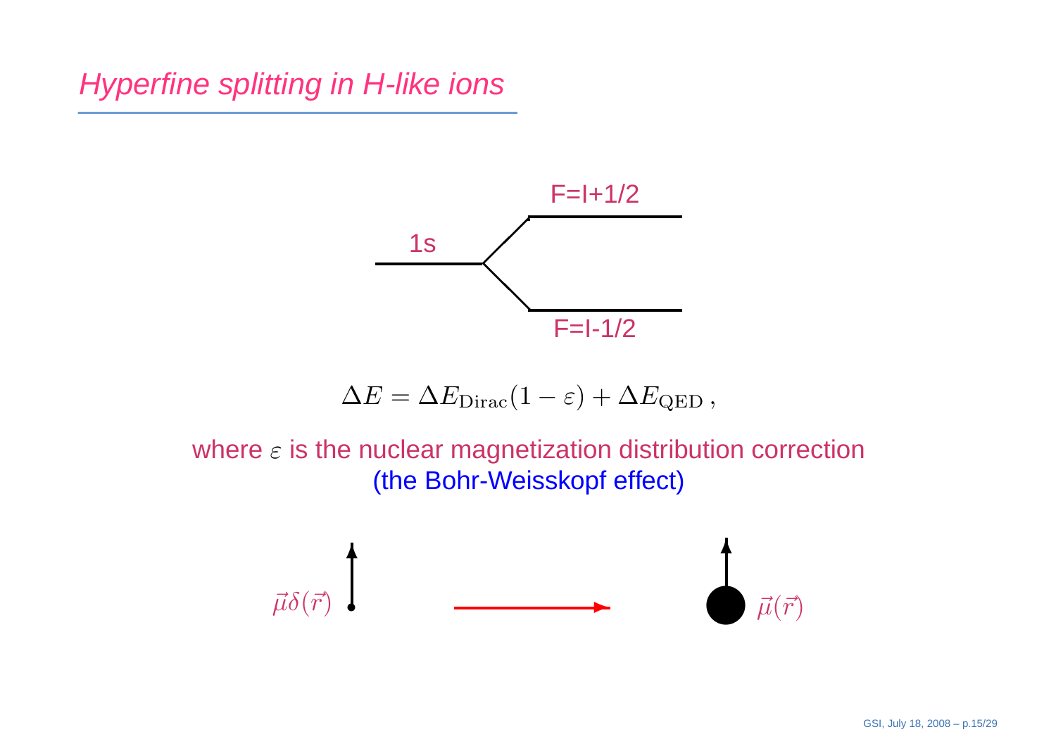# Hyperfine splitting in H-like ions

1s

F=I+1/2

F=I-1/2

$$\Delta E = \Delta E_{\rm Dirac}(1-\varepsilon) + \Delta E_{\rm QED}\,,$$

where $\varepsilon$ is the nuclear magnetization distribution correction (the Bohr-Weisskopf effect)

$\vec{\mu}\delta(\vec{r})$ → $\vec{\mu}(\vec{r})$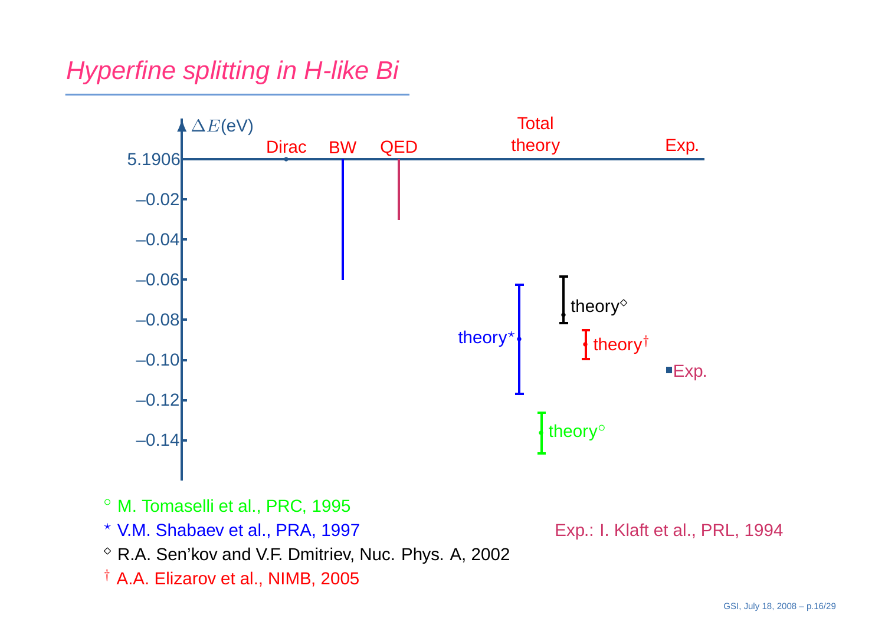# *Hyperfine splitting in H-like Bi*

$\Delta E$(eV)

5.1906

Dirac BW QED Total theory Exp.

–0.02
–0.04
–0.06
–0.08
–0.10
–0.12
–0.14

theory[⋆] theory[◇] theory[†] Exp. theory[○]

[○] M. Tomaselli et al., PRC, 1995

[⋆] V.M. Shabaev et al., PRA, 1997

[◇] R.A. Sen'kov and V.F. Dmitriev, Nuc. Phys. A, 2002

[†] A.A. Elizarov et al., NIMB, 2005

Exp.: I. Klaft et al., PRL, 1994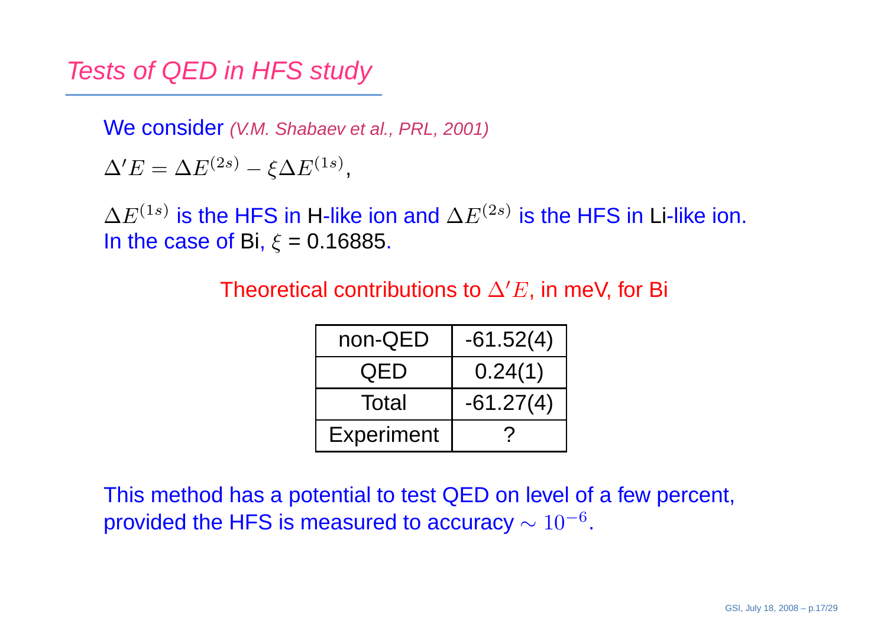# Tests of QED in HFS study

We consider *(V.M. Shabaev et al., PRL, 2001)*

$\Delta' E = \Delta E^{(2s)} - \xi \Delta E^{(1s)}$,

$\Delta E^{(1s)}$ is the HFS in H-like ion and $\Delta E^{(2s)}$ is the HFS in Li-like ion. In the case of Bi, $\xi$ = 0.16885.

Theoretical contributions to $\Delta' E$, in meV, for Bi

| | |
|---|---|
| non-QED | -61.52(4) |
| QED | 0.24(1) |
| Total | -61.27(4) |
| Experiment | ? |

This method has a potential to test QED on level of a few percent, provided the HFS is measured to accuracy $\sim 10^{-6}$.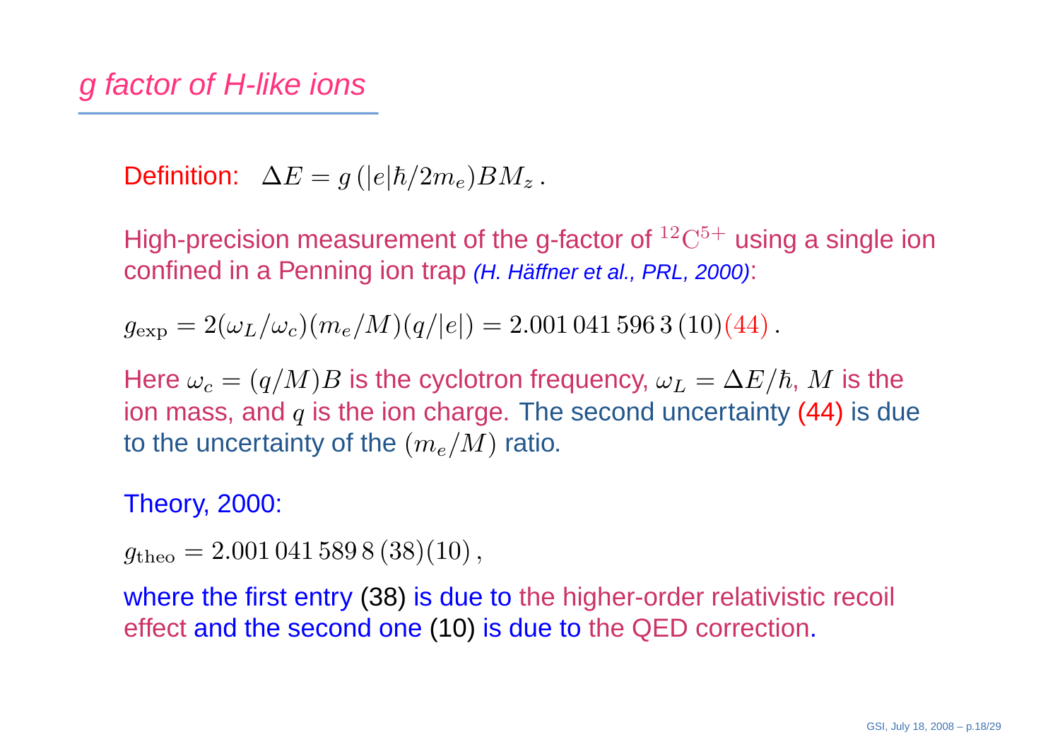## *g factor of H-like ions*

Definition: $\Delta E = g\,(|e|\hbar/2m_e)BM_z\,.$

High-precision measurement of the g-factor of ${}^{12}\mathrm{C}^{5+}$ using a single ion confined in a Penning ion trap *(H. Häffner et al., PRL, 2000)*:

$$g_{\rm exp} = 2(\omega_L/\omega_c)(m_e/M)(q/|e|) = 2.001\,041\,596\,3\,(10)(44)\,.$$

Here $\omega_c = (q/M)B$ is the cyclotron frequency, $\omega_L = \Delta E/\hbar$, $M$ is the ion mass, and $q$ is the ion charge. The second uncertainty (44) is due to the uncertainty of the $(m_e/M)$ ratio.

Theory, 2000:

$$g_{\rm theo} = 2.001\,041\,589\,8\,(38)(10)\,,$$

where the first entry (38) is due to the higher-order relativistic recoil effect and the second one (10) is due to the QED correction.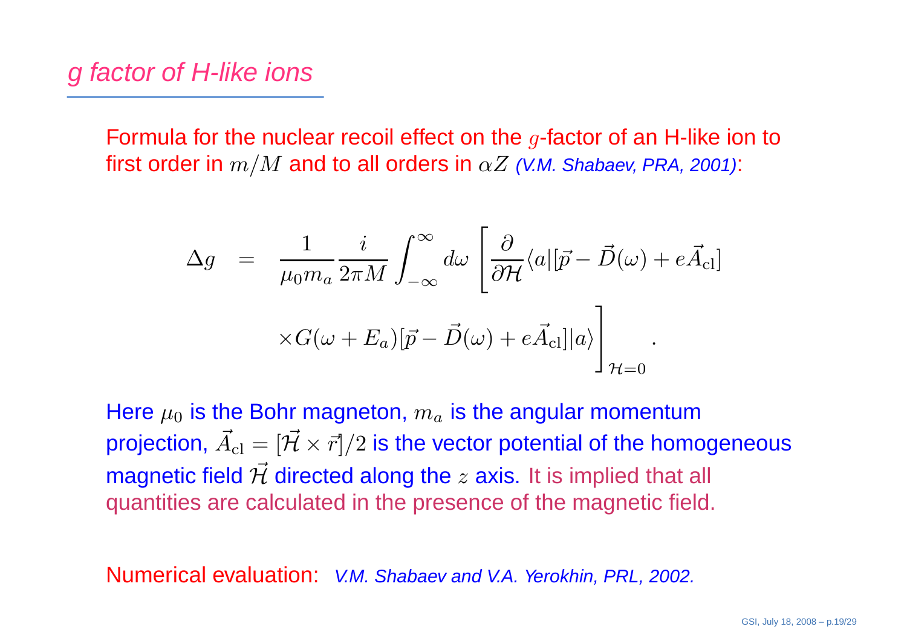## g factor of H-like ions

Formula for the nuclear recoil effect on the $g$-factor of an H-like ion to first order in $m/M$ and to all orders in $\alpha Z$ *(V.M. Shabaev, PRA, 2001)*:

$$
\begin{aligned}
\Delta g &= \frac{1}{\mu_0 m_a} \frac{i}{2\pi M} \int_{-\infty}^{\infty} d\omega \left[ \frac{\partial}{\partial \mathcal{H}} \langle a | [\vec{p} - \vec{D}(\omega) + e\vec{A}_{\rm cl}] \right. \\
& \qquad \left. \times G(\omega + E_a) [\vec{p} - \vec{D}(\omega) + e\vec{A}_{\rm cl}] | a \rangle \right]_{\mathcal{H}=0} .
\end{aligned}
$$

Here $\mu_0$ is the Bohr magneton, $m_a$ is the angular momentum projection, $\vec{A}_{\rm cl} = [\vec{\mathcal{H}} \times \vec{r}]/2$ is the vector potential of the homogeneous magnetic field $\vec{\mathcal{H}}$ directed along the $z$ axis. It is implied that all quantities are calculated in the presence of the magnetic field.

Numerical evaluation: *V.M. Shabaev and V.A. Yerokhin, PRL, 2002.*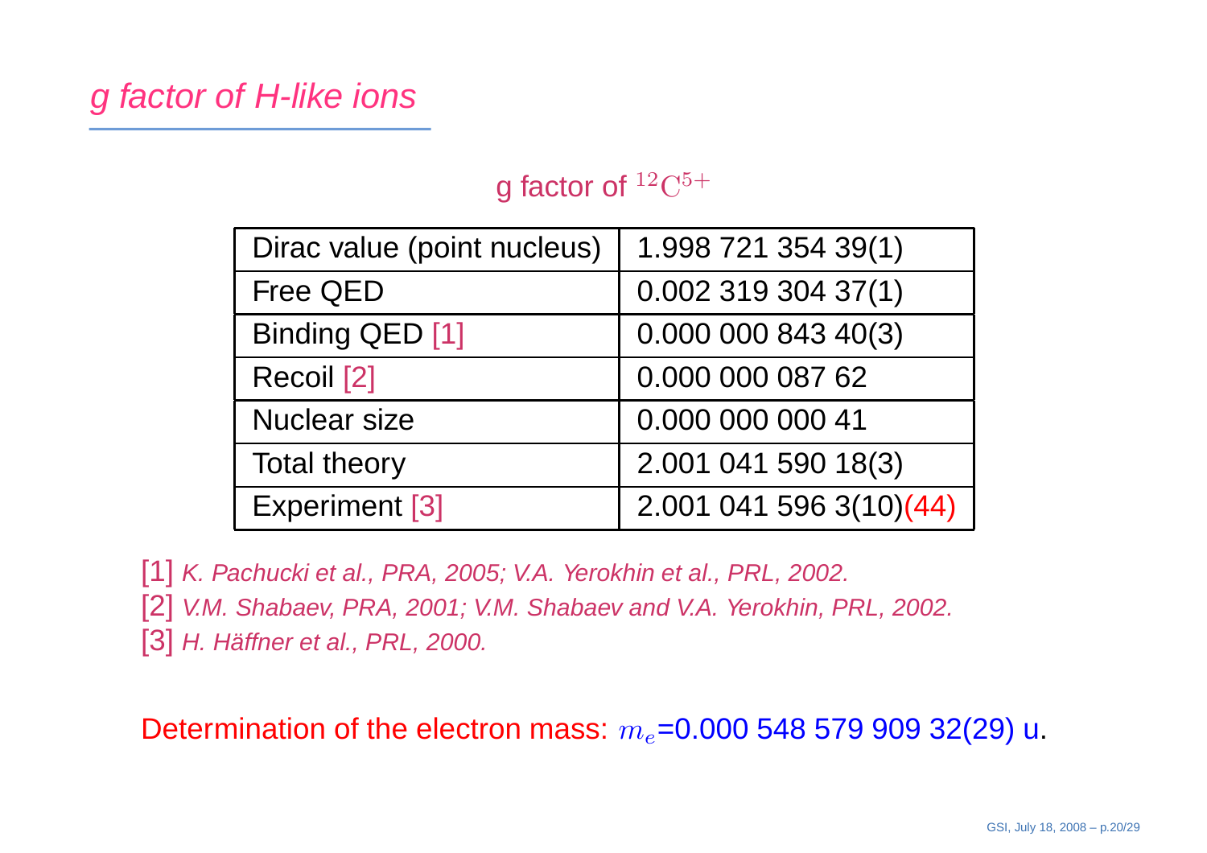# *g factor of H-like ions*

g factor of $^{12}\mathrm{C}^{5+}$

| Dirac value (point nucleus) | 1.998 721 354 39(1) |
|---|---|
| Free QED | 0.002 319 304 37(1) |
| Binding QED [1] | 0.000 000 843 40(3) |
| Recoil [2] | 0.000 000 087 62 |
| Nuclear size | 0.000 000 000 41 |
| Total theory | 2.001 041 590 18(3) |
| Experiment [3] | 2.001 041 596 3(10)(44) |

[1] *K. Pachucki et al., PRA, 2005; V.A. Yerokhin et al., PRL, 2002.*
[2] *V.M. Shabaev, PRA, 2001; V.M. Shabaev and V.A. Yerokhin, PRL, 2002.*
[3] *H. Häffner et al., PRL, 2000.*

Determination of the electron mass: $m_e$=0.000 548 579 909 32(29) u.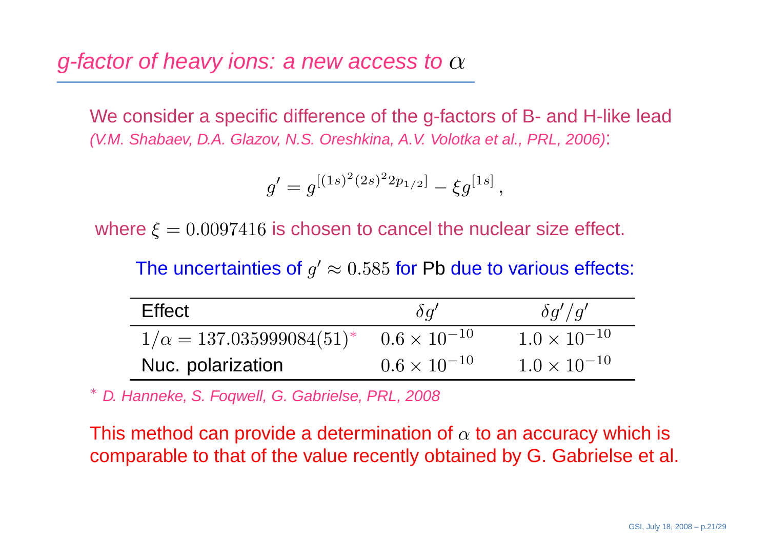# *g-factor of heavy ions: a new access to* $\alpha$

We consider a specific difference of the g-factors of B- and H-like lead *(V.M. Shabaev, D.A. Glazov, N.S. Oreshkina, A.V. Volotka et al., PRL, 2006)*:

$$g' = g^{[(1s)^2(2s)^2 2p_{1/2}]} - \xi g^{[1s]}\,,$$

where $\xi = 0.0097416$ is chosen to cancel the nuclear size effect.

The uncertainties of $g' \approx 0.585$ for Pb due to various effects:

| Effect | $\delta g'$ | $\delta g'/g'$ |
|---|---|---|
| $1/\alpha = 137.035999084(51)^{*}$ | $0.6 \times 10^{-10}$ | $1.0 \times 10^{-10}$ |
| Nuc. polarization | $0.6 \times 10^{-10}$ | $1.0 \times 10^{-10}$ |

\* *D. Hanneke, S. Foqwell, G. Gabrielse, PRL, 2008*

This method can provide a determination of $\alpha$ to an accuracy which is comparable to that of the value recently obtained by G. Gabrielse et al.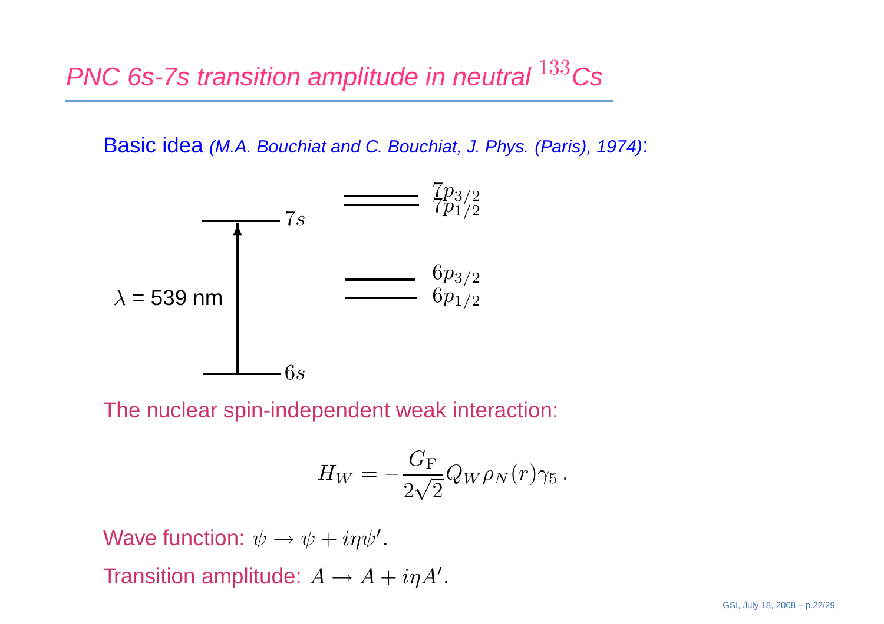# PNC 6s-7s transition amplitude in neutral $^{133}$Cs

Basic idea *(M.A. Bouchiat and C. Bouchiat, J. Phys. (Paris), 1974)*:

$7p_{3/2}$
$7p_{1/2}$

$7s$

$6p_{3/2}$
$6p_{1/2}$

$\lambda$ = 539 nm

$6s$

The nuclear spin-independent weak interaction:

$$H_W = -\frac{G_{\rm F}}{2\sqrt{2}} Q_W \rho_N(r) \gamma_5 \,.$$

Wave function: $\psi \rightarrow \psi + i\eta\psi'$.

Transition amplitude: $A \rightarrow A + i\eta A'$.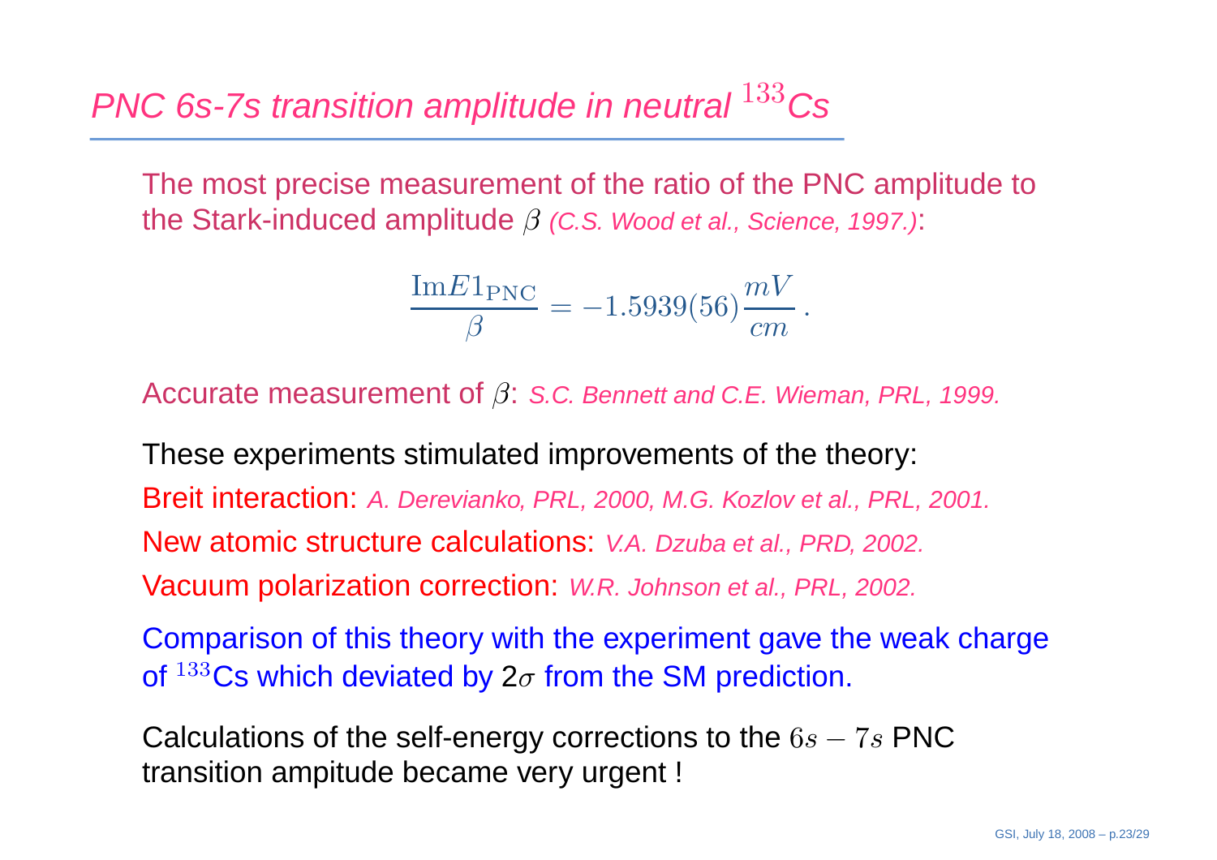# *PNC 6s-7s transition amplitude in neutral $^{133}$Cs*

The most precise measurement of the ratio of the PNC amplitude to the Stark-induced amplitude $\beta$ *(C.S. Wood et al., Science, 1997.)*:

$$\frac{\mathrm{Im}E1_{\mathrm{PNC}}}{\beta} = -1.5939(56)\frac{mV}{cm}\,.$$

Accurate measurement of $\beta$: *S.C. Bennett and C.E. Wieman, PRL, 1999.*

These experiments stimulated improvements of the theory:

Breit interaction: *A. Derevianko, PRL, 2000, M.G. Kozlov et al., PRL, 2001.*

New atomic structure calculations: *V.A. Dzuba et al., PRD, 2002.*

Vacuum polarization correction: *W.R. Johnson et al., PRL, 2002.*

Comparison of this theory with the experiment gave the weak charge of $^{133}$Cs which deviated by 2$\sigma$ from the SM prediction.

Calculations of the self-energy corrections to the $6s - 7s$ PNC transition ampitude became very urgent !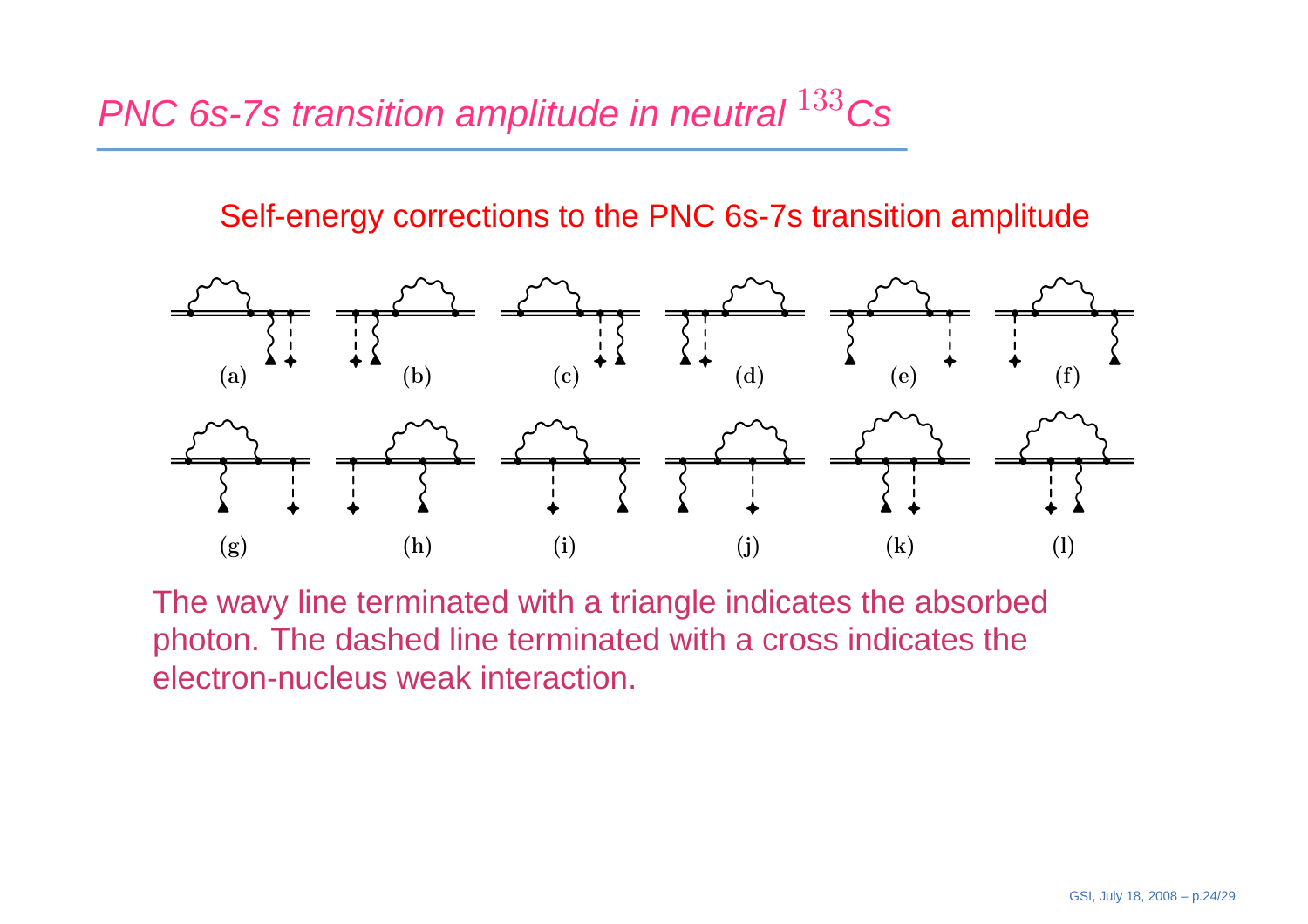# PNC 6s-7s transition amplitude in neutral $^{133}$Cs

## Self-energy corrections to the PNC 6s-7s transition amplitude

(a) (b) (c) (d) (e) (f)

(g) (h) (i) (j) (k) (l)

The wavy line terminated with a triangle indicates the absorbed photon. The dashed line terminated with a cross indicates the electron-nucleus weak interaction.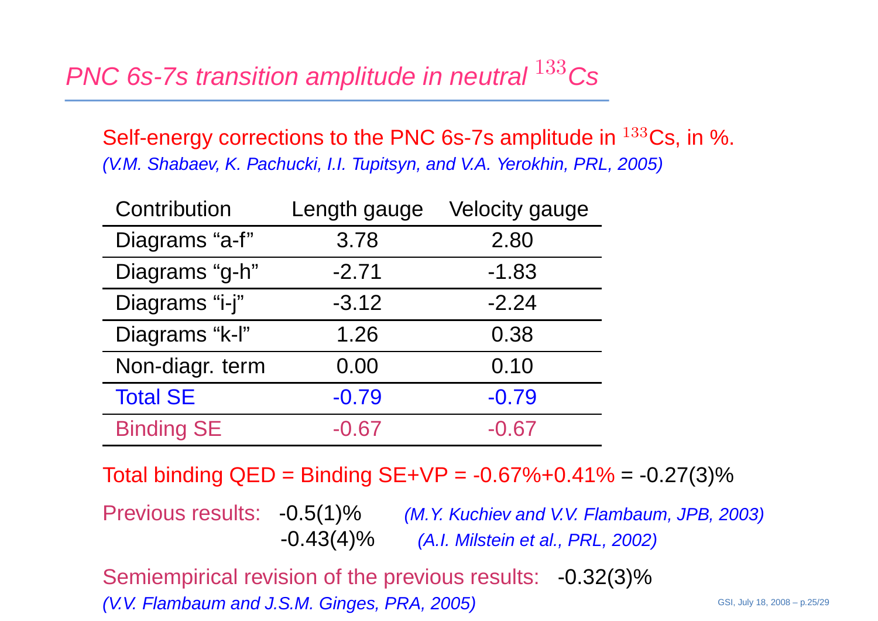# *PNC 6s-7s transition amplitude in neutral $^{133}$Cs*

Self-energy corrections to the PNC 6s-7s amplitude in $^{133}$Cs, in %.
*(V.M. Shabaev, K. Pachucki, I.I. Tupitsyn, and V.A. Yerokhin, PRL, 2005)*

| Contribution | Length gauge | Velocity gauge |
|---|---|---|
| Diagrams “a-f” | 3.78 | 2.80 |
| Diagrams “g-h” | -2.71 | -1.83 |
| Diagrams “i-j” | -3.12 | -2.24 |
| Diagrams “k-l” | 1.26 | 0.38 |
| Non-diagr. term | 0.00 | 0.10 |
| Total SE | -0.79 | -0.79 |
| Binding SE | -0.67 | -0.67 |

Total binding QED = Binding SE+VP = -0.67%+0.41% = -0.27(3)%

Previous results: -0.5(1)% *(M.Y. Kuchiev and V.V. Flambaum, JPB, 2003)*
-0.43(4)% *(A.I. Milstein et al., PRL, 2002)*

Semiempirical revision of the previous results: -0.32(3)%
*(V.V. Flambaum and J.S.M. Ginges, PRA, 2005)*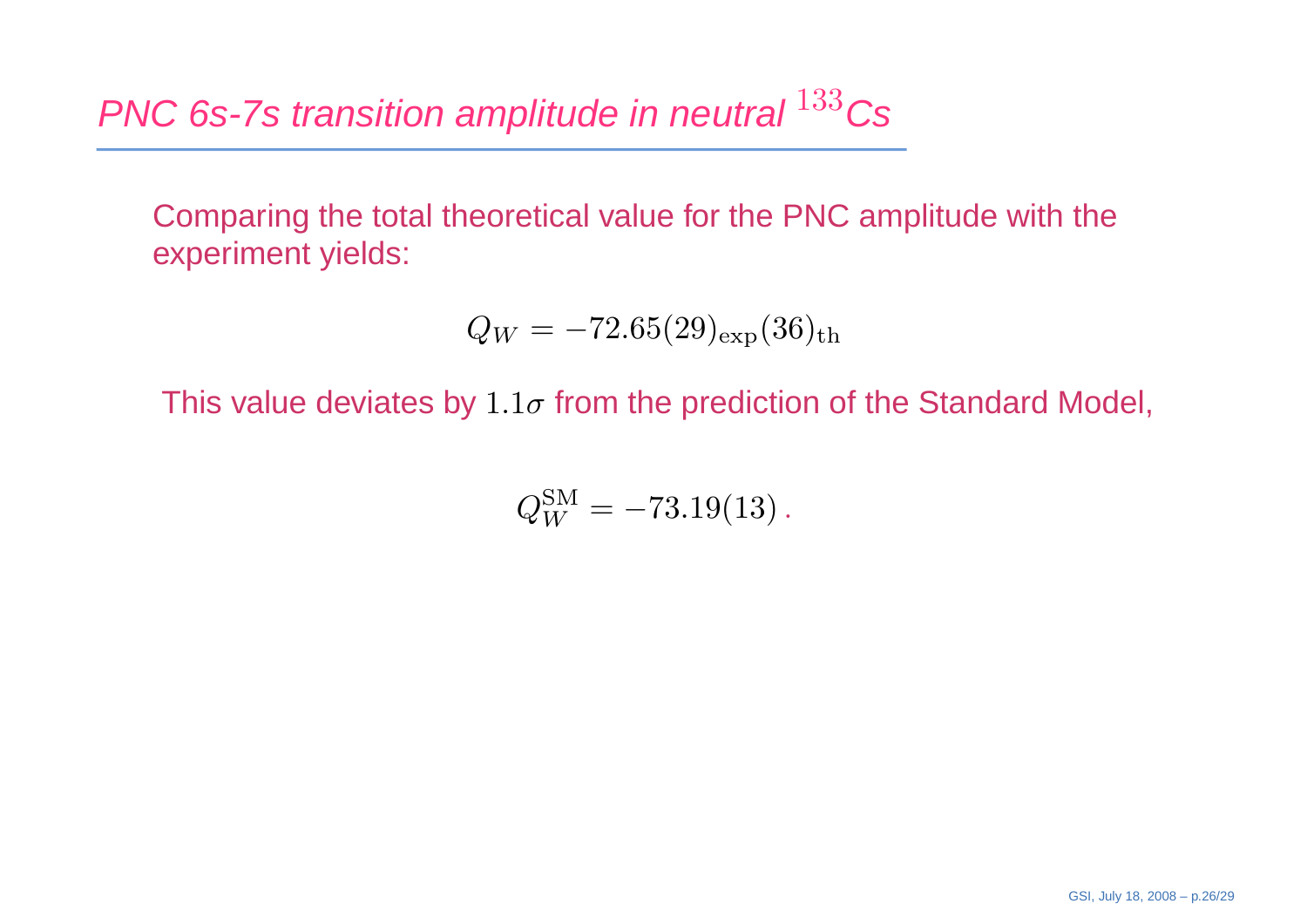# PNC 6s-7s transition amplitude in neutral $^{133}$Cs

Comparing the total theoretical value for the PNC amplitude with the experiment yields:

$$Q_W = -72.65(29)_{\rm exp}(36)_{\rm th}$$

This value deviates by $1.1\sigma$ from the prediction of the Standard Model,

$$Q_W^{\rm SM} = -73.19(13)\,.$$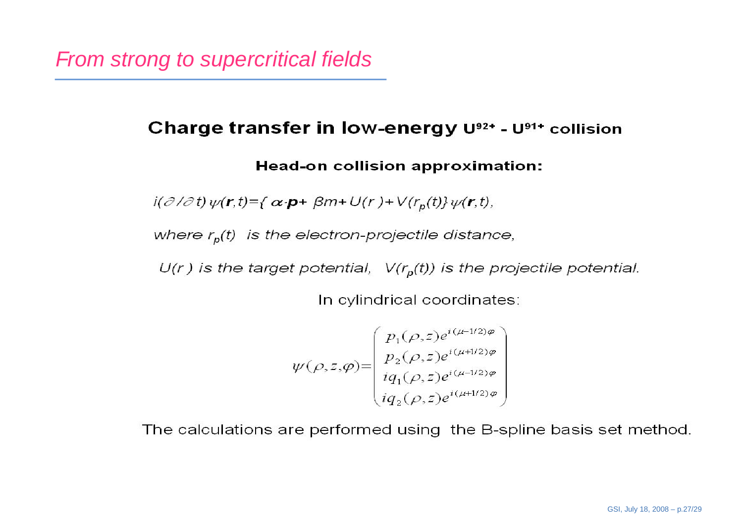# *From strong to supercritical fields*

## Charge transfer in low-energy $U^{92+}$ - $U^{91+}$ collision

### Head-on collision approximation:

$$i(\partial/\partial t)\,\psi(\mathbf{r},t)=\{\,\alpha\cdot\mathbf{p}+\,\beta m+U(r\,)+V(r_p(t)\}\,\psi(\mathbf{r},t),$$

*where $r_p(t)$ is the electron-projectile distance,*

*$U(r\,)$ is the target potential, $V(r_p(t))$ is the projectile potential.*

In cylindrical coordinates:

$$\psi(\rho,z,\varphi)=\begin{pmatrix} p_1(\rho,z)e^{i(\mu-1/2)\varphi} \\ p_2(\rho,z)e^{i(\mu+1/2)\varphi} \\ iq_1(\rho,z)e^{i(\mu-1/2)\varphi} \\ iq_2(\rho,z)e^{i(\mu+1/2)\varphi} \end{pmatrix}$$

The calculations are performed using the B-spline basis set method.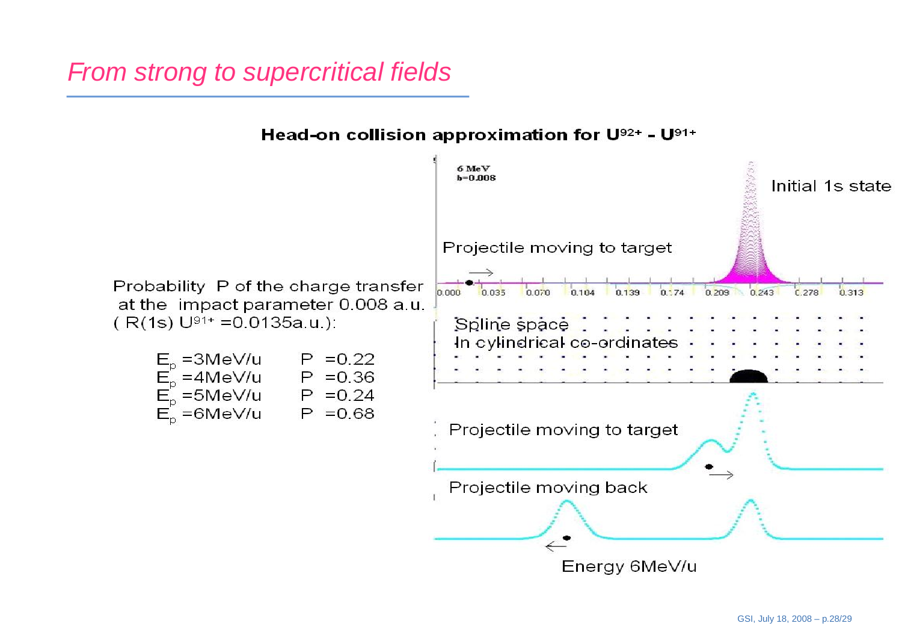# *From strong to supercritical fields*

**Head-on collision approximation for $U^{92+}$ - $U^{91+}$**

Probability P of the charge transfer at the impact parameter 0.008 a.u. ( R(1s) $U^{91+}$ =0.0135a.u.):

| | |
|---|---|
| $E_p$ =3MeV/u | P =0.22 |
| $E_p$ =4MeV/u | P =0.36 |
| $E_p$ =5MeV/u | P =0.24 |
| $E_p$ =6MeV/u | P =0.68 |

6 MeV
b=0.008

Initial 1s state

Projectile moving to target

0.000 0.035 0.070 0.104 0.139 0.174 0.209 0.243 0.278 0.313

Spline space
In cylindrical co-ordinates

Projectile moving to target

Projectile moving back

Energy 6MeV/u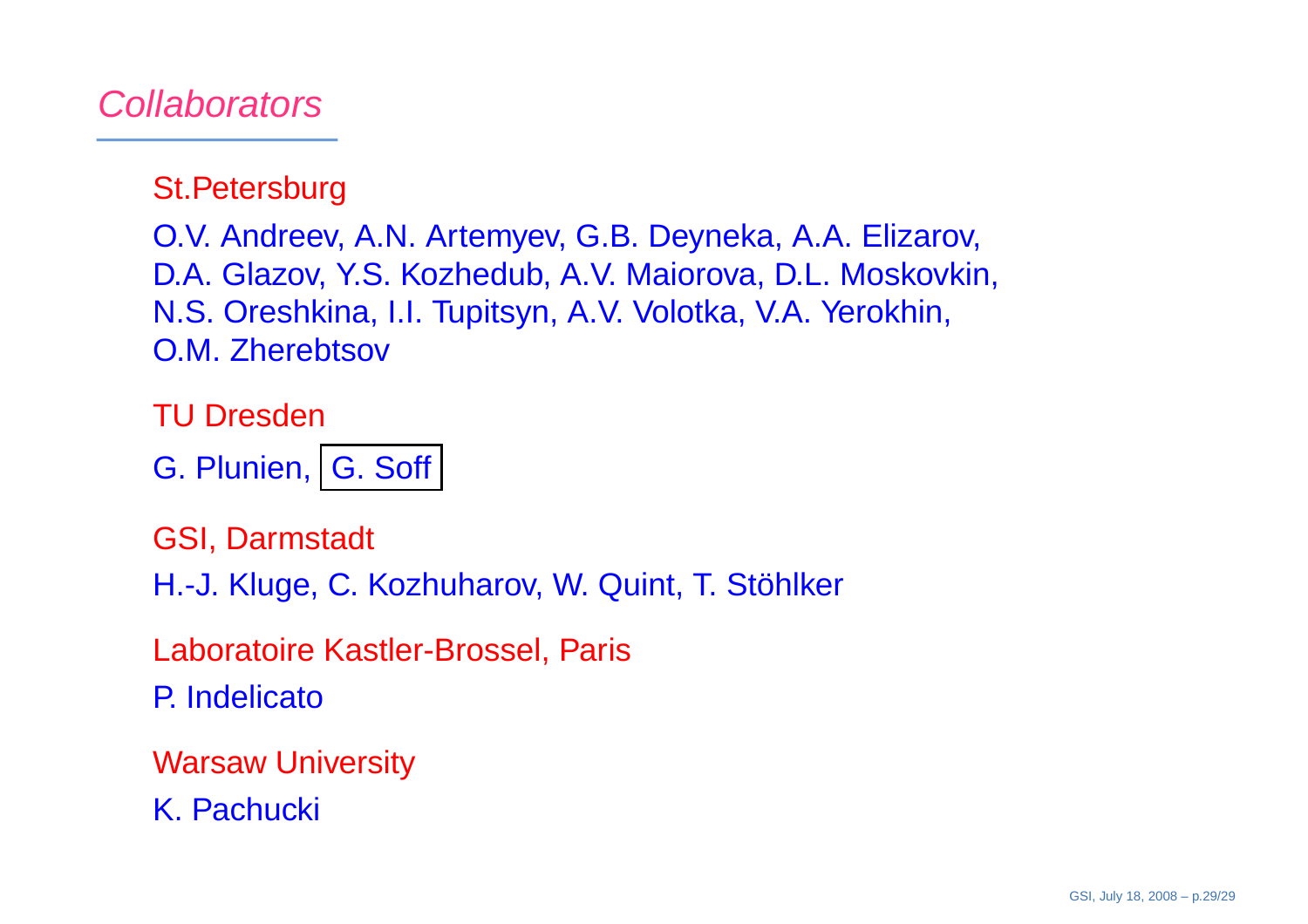# Collaborators

St.Petersburg

O.V. Andreev, A.N. Artemyev, G.B. Deyneka, A.A. Elizarov, D.A. Glazov, Y.S. Kozhedub, A.V. Maiorova, D.L. Moskovkin, N.S. Oreshkina, I.I. Tupitsyn, A.V. Volotka, V.A. Yerokhin, O.M. Zherebtsov

TU Dresden

G. Plunien, G. Soff

GSI, Darmstadt

H.-J. Kluge, C. Kozhuharov, W. Quint, T. Stöhlker

Laboratoire Kastler-Brossel, Paris

P. Indelicato

Warsaw University

K. Pachucki